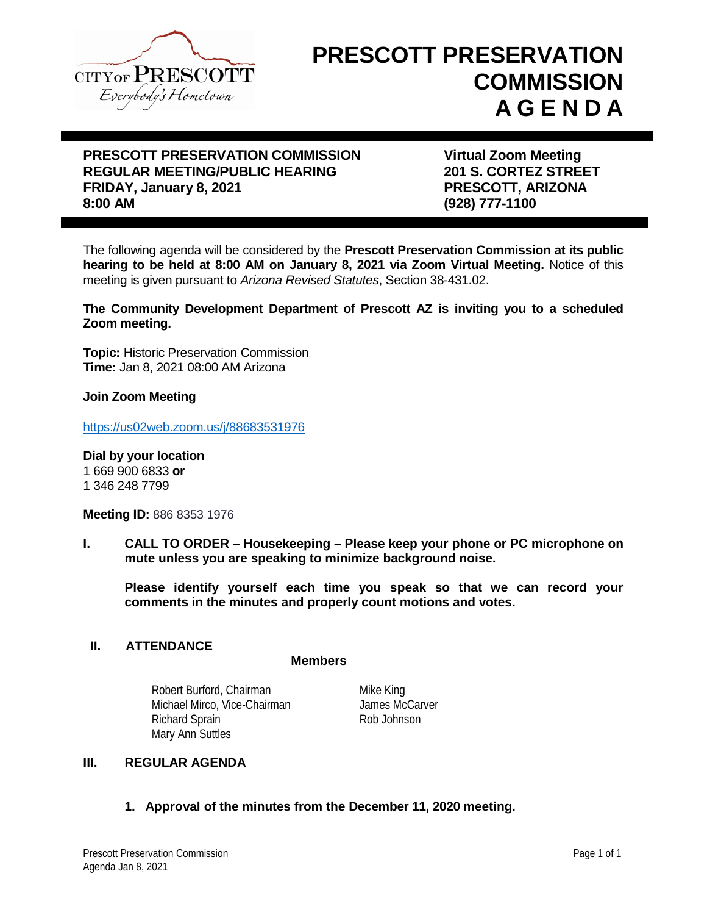# PRESCOTT PRESERVATION COMMISSION AGENDA

**PRESCOTT PRESERVATION COMMISSION**
**REGULAR MEETING/PUBLIC HEARING**
**FRIDAY, January 8, 2021**
**8:00 AM**

**Virtual Zoom Meeting**
**201 S. CORTEZ STREET**
**PRESCOTT, ARIZONA**
**(928) 777-1100**

The following agenda will be considered by the **Prescott Preservation Commission at its public hearing to be held at 8:00 AM on January 8, 2021 via Zoom Virtual Meeting.** Notice of this meeting is given pursuant to *Arizona Revised Statutes*, Section 38-431.02.

**The Community Development Department of Prescott AZ is inviting you to a scheduled Zoom meeting.**

**Topic:** Historic Preservation Commission
**Time:** Jan 8, 2021 08:00 AM Arizona

**Join Zoom Meeting**

https://us02web.zoom.us/j/88683531976

**Dial by your location**
1 669 900 6833 **or**
1 346 248 7799

**Meeting ID:** 886 8353 1976

**I. CALL TO ORDER – Housekeeping – Please keep your phone or PC microphone on mute unless you are speaking to minimize background noise.**

**Please identify yourself each time you speak so that we can record your comments in the minutes and properly count motions and votes.**

**II. ATTENDANCE**

**Members**

Robert Burford, Chairman
Michael Mirco, Vice-Chairman
Richard Sprain
Mary Ann Suttles
Mike King
James McCarver
Rob Johnson

**III. REGULAR AGENDA**

1. **Approval of the minutes from the December 11, 2020 meeting.**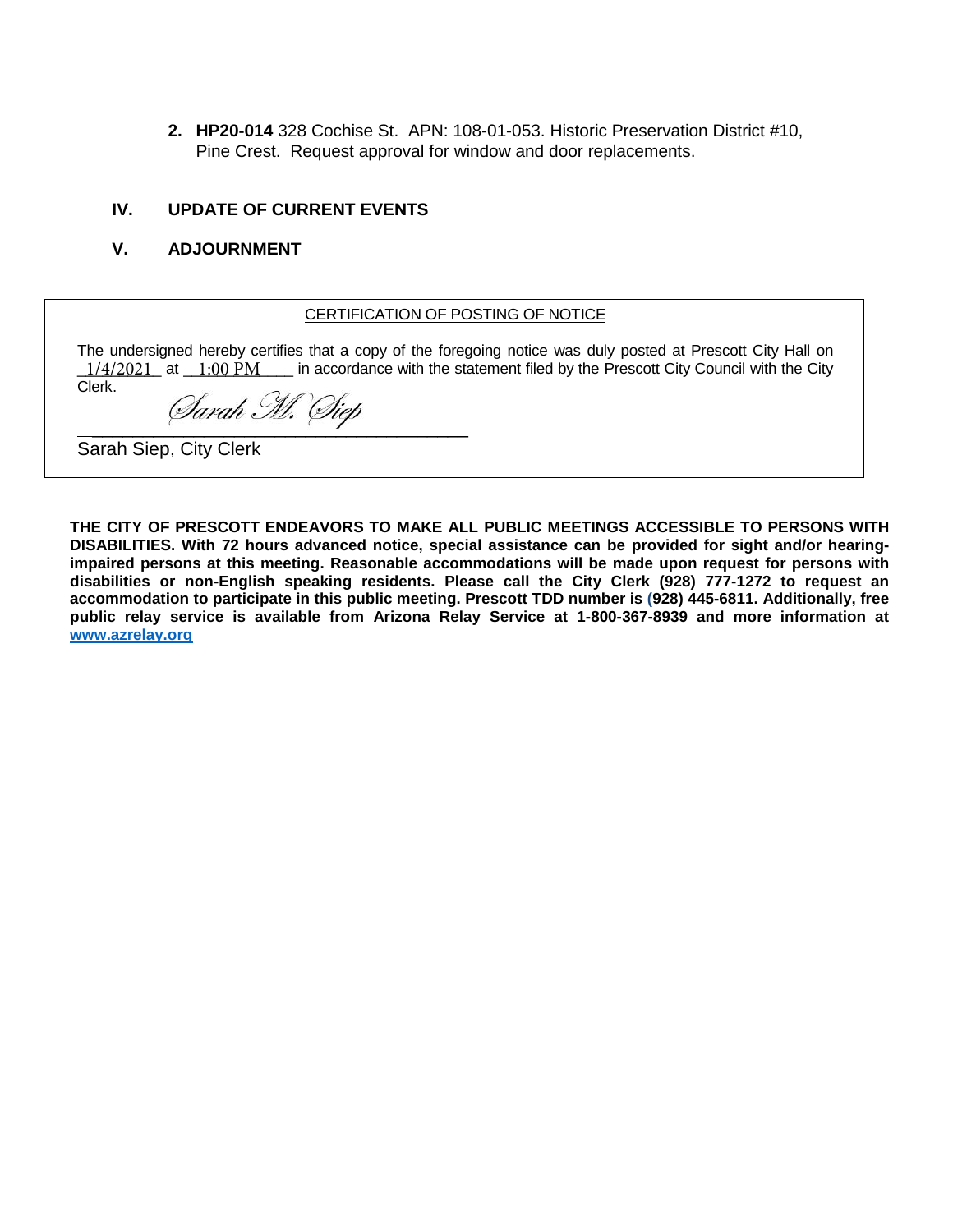2. **HP20-014** 328 Cochise St. APN: 108-01-053. Historic Preservation District #10, Pine Crest. Request approval for window and door replacements.

## IV. UPDATE OF CURRENT EVENTS

## V. ADJOURNMENT

CERTIFICATION OF POSTING OF NOTICE

The undersigned hereby certifies that a copy of the foregoing notice was duly posted at Prescott City Hall on 1/4/2021 at 1:00 PM in accordance with the statement filed by the Prescott City Council with the City Clerk.

*Sarah M. Siep*

Sarah Siep, City Clerk

**THE CITY OF PRESCOTT ENDEAVORS TO MAKE ALL PUBLIC MEETINGS ACCESSIBLE TO PERSONS WITH DISABILITIES. With 72 hours advanced notice, special assistance can be provided for sight and/or hearing-impaired persons at this meeting. Reasonable accommodations will be made upon request for persons with disabilities or non-English speaking residents. Please call the City Clerk (928) 777-1272 to request an accommodation to participate in this public meeting. Prescott TDD number is (928) 445-6811. Additionally, free public relay service is available from Arizona Relay Service at 1-800-367-8939 and more information at www.azrelay.org**